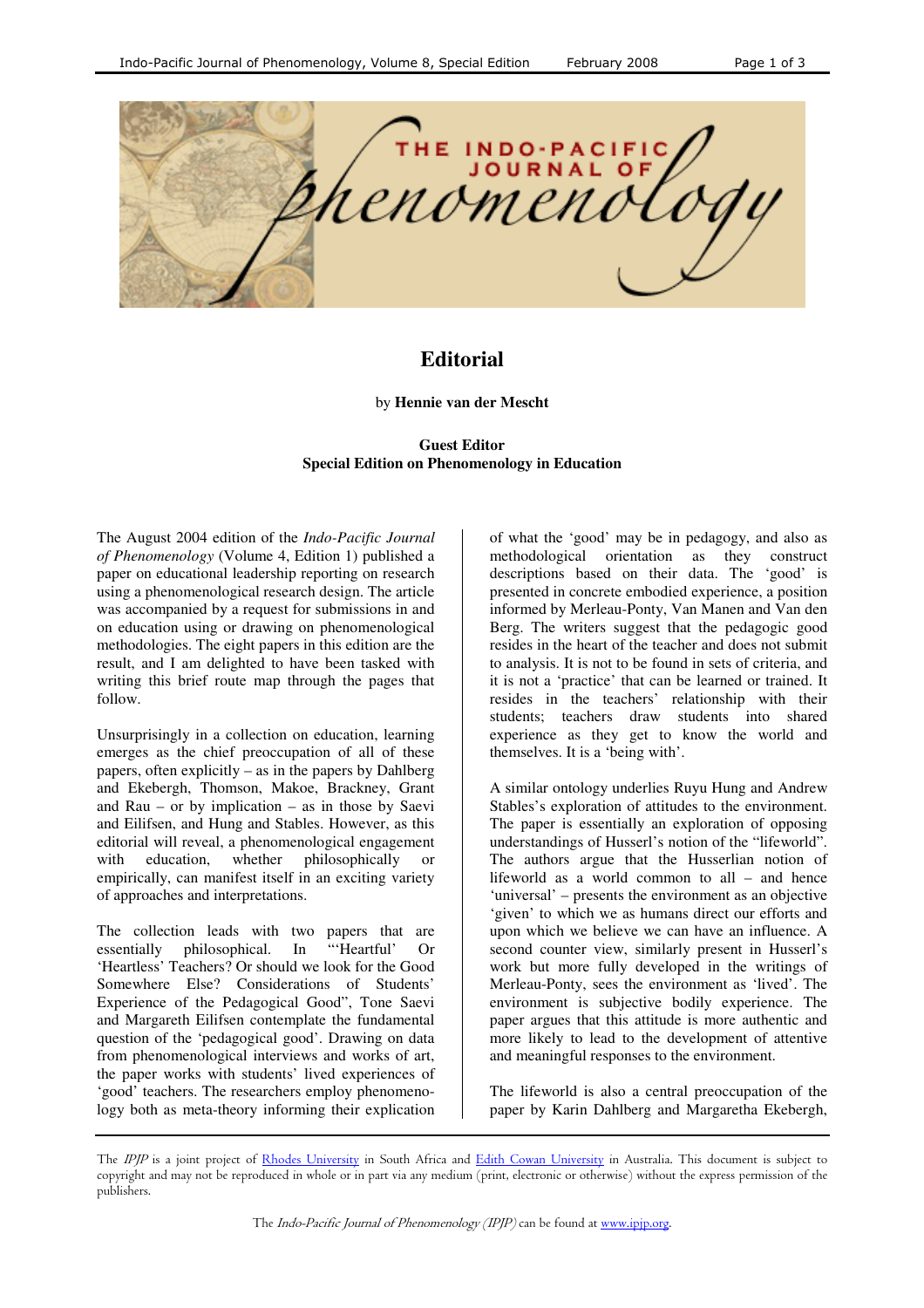# Editorial

by **Hennie van der Mescht**

**Guest Editor**
**Special Edition on Phenomenology in Education**

The August 2004 edition of the *Indo-Pacific Journal of Phenomenology* (Volume 4, Edition 1) published a paper on educational leadership reporting on research using a phenomenological research design. The article was accompanied by a request for submissions in and on education using or drawing on phenomenological methodologies. The eight papers in this edition are the result, and I am delighted to have been tasked with writing this brief route map through the pages that follow.

Unsurprisingly in a collection on education, learning emerges as the chief preoccupation of all of these papers, often explicitly – as in the papers by Dahlberg and Ekebergh, Thomson, Makoe, Brackney, Grant and Rau – or by implication – as in those by Saevi and Eilifsen, and Hung and Stables. However, as this editorial will reveal, a phenomenological engagement with education, whether philosophically or empirically, can manifest itself in an exciting variety of approaches and interpretations.

The collection leads with two papers that are essentially philosophical. In "'Heartful' Or 'Heartless' Teachers? Or should we look for the Good Somewhere Else? Considerations of Students' Experience of the Pedagogical Good", Tone Saevi and Margareth Eilifsen contemplate the fundamental question of the 'pedagogical good'. Drawing on data from phenomenological interviews and works of art, the paper works with students' lived experiences of 'good' teachers. The researchers employ phenomenology both as meta-theory informing their explication of what the 'good' may be in pedagogy, and also as methodological orientation as they construct descriptions based on their data. The 'good' is presented in concrete embodied experience, a position informed by Merleau-Ponty, Van Manen and Van den Berg. The writers suggest that the pedagogic good resides in the heart of the teacher and does not submit to analysis. It is not to be found in sets of criteria, and it is not a 'practice' that can be learned or trained. It resides in the teachers' relationship with their students; teachers draw students into shared experience as they get to know the world and themselves. It is a 'being with'.

A similar ontology underlies Ruyu Hung and Andrew Stables's exploration of attitudes to the environment. The paper is essentially an exploration of opposing understandings of Husserl's notion of the "lifeworld". The authors argue that the Husserlian notion of lifeworld as a world common to all – and hence 'universal' – presents the environment as an objective 'given' to which we as humans direct our efforts and upon which we believe we can have an influence. A second counter view, similarly present in Husserl's work but more fully developed in the writings of Merleau-Ponty, sees the environment as 'lived'. The environment is subjective bodily experience. The paper argues that this attitude is more authentic and more likely to lead to the development of attentive and meaningful responses to the environment.

The lifeworld is also a central preoccupation of the paper by Karin Dahlberg and Margaretha Ekebergh,

The *IPJP* is a joint project of Rhodes University in South Africa and Edith Cowan University in Australia. This document is subject to copyright and may not be reproduced in whole or in part via any medium (print, electronic or otherwise) without the express permission of the publishers.

The *Indo-Pacific Journal of Phenomenology (IPJP)* can be found at www.ipjp.org.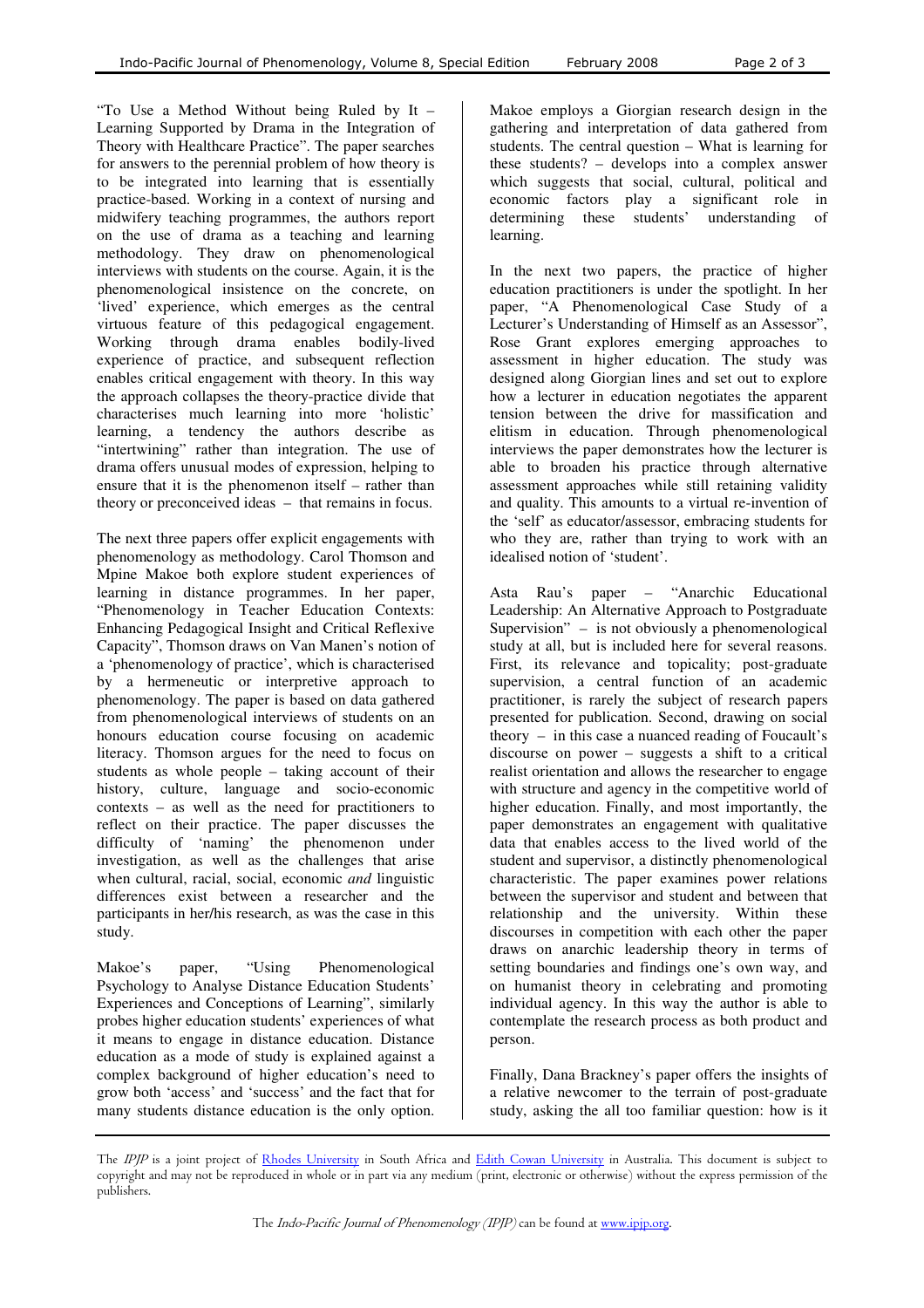"To Use a Method Without being Ruled by It – Learning Supported by Drama in the Integration of Theory with Healthcare Practice". The paper searches for answers to the perennial problem of how theory is to be integrated into learning that is essentially practice-based. Working in a context of nursing and midwifery teaching programmes, the authors report on the use of drama as a teaching and learning methodology. They draw on phenomenological interviews with students on the course. Again, it is the phenomenological insistence on the concrete, on 'lived' experience, which emerges as the central virtuous feature of this pedagogical engagement. Working through drama enables bodily-lived experience of practice, and subsequent reflection enables critical engagement with theory. In this way the approach collapses the theory-practice divide that characterises much learning into more 'holistic' learning, a tendency the authors describe as "intertwining" rather than integration. The use of drama offers unusual modes of expression, helping to ensure that it is the phenomenon itself – rather than theory or preconceived ideas – that remains in focus.

The next three papers offer explicit engagements with phenomenology as methodology. Carol Thomson and Mpine Makoe both explore student experiences of learning in distance programmes. In her paper, "Phenomenology in Teacher Education Contexts: Enhancing Pedagogical Insight and Critical Reflexive Capacity", Thomson draws on Van Manen's notion of a 'phenomenology of practice', which is characterised by a hermeneutic or interpretive approach to phenomenology. The paper is based on data gathered from phenomenological interviews of students on an honours education course focusing on academic literacy. Thomson argues for the need to focus on students as whole people – taking account of their history, culture, language and socio-economic contexts – as well as the need for practitioners to reflect on their practice. The paper discusses the difficulty of 'naming' the phenomenon under investigation, as well as the challenges that arise when cultural, racial, social, economic *and* linguistic differences exist between a researcher and the participants in her/his research, as was the case in this study.

Makoe's paper, "Using Phenomenological Psychology to Analyse Distance Education Students' Experiences and Conceptions of Learning", similarly probes higher education students' experiences of what it means to engage in distance education. Distance education as a mode of study is explained against a complex background of higher education's need to grow both 'access' and 'success' and the fact that for many students distance education is the only option. Makoe employs a Giorgian research design in the gathering and interpretation of data gathered from students. The central question – What is learning for these students? – develops into a complex answer which suggests that social, cultural, political and economic factors play a significant role in determining these students' understanding of learning.

In the next two papers, the practice of higher education practitioners is under the spotlight. In her paper, "A Phenomenological Case Study of a Lecturer's Understanding of Himself as an Assessor", Rose Grant explores emerging approaches to assessment in higher education. The study was designed along Giorgian lines and set out to explore how a lecturer in education negotiates the apparent tension between the drive for massification and elitism in education. Through phenomenological interviews the paper demonstrates how the lecturer is able to broaden his practice through alternative assessment approaches while still retaining validity and quality. This amounts to a virtual re-invention of the 'self' as educator/assessor, embracing students for who they are, rather than trying to work with an idealised notion of 'student'.

Asta Rau's paper – "Anarchic Educational Leadership: An Alternative Approach to Postgraduate Supervision" – is not obviously a phenomenological study at all, but is included here for several reasons. First, its relevance and topicality; post-graduate supervision, a central function of an academic practitioner, is rarely the subject of research papers presented for publication. Second, drawing on social theory – in this case a nuanced reading of Foucault's discourse on power – suggests a shift to a critical realist orientation and allows the researcher to engage with structure and agency in the competitive world of higher education. Finally, and most importantly, the paper demonstrates an engagement with qualitative data that enables access to the lived world of the student and supervisor, a distinctly phenomenological characteristic. The paper examines power relations between the supervisor and student and between that relationship and the university. Within these discourses in competition with each other the paper draws on anarchic leadership theory in terms of setting boundaries and findings one's own way, and on humanist theory in celebrating and promoting individual agency. In this way the author is able to contemplate the research process as both product and person.

Finally, Dana Brackney's paper offers the insights of a relative newcomer to the terrain of post-graduate study, asking the all too familiar question: how is it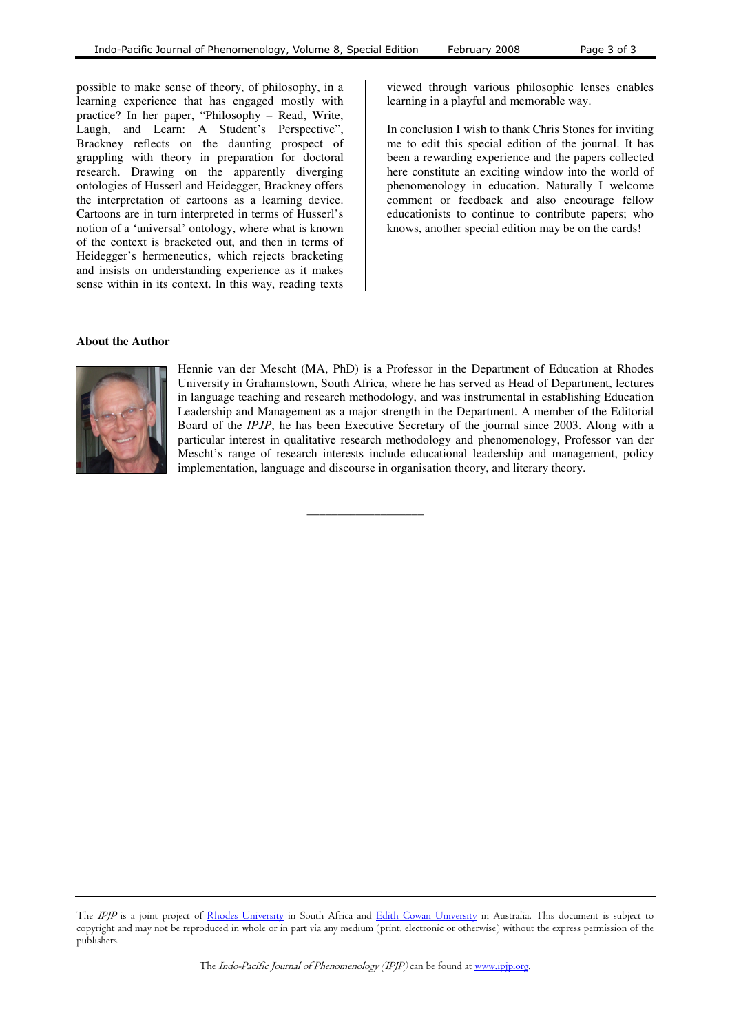possible to make sense of theory, of philosophy, in a learning experience that has engaged mostly with practice? In her paper, "Philosophy – Read, Write, Laugh, and Learn: A Student's Perspective", Brackney reflects on the daunting prospect of grappling with theory in preparation for doctoral research. Drawing on the apparently diverging ontologies of Husserl and Heidegger, Brackney offers the interpretation of cartoons as a learning device. Cartoons are in turn interpreted in terms of Husserl's notion of a 'universal' ontology, where what is known of the context is bracketed out, and then in terms of Heidegger's hermeneutics, which rejects bracketing and insists on understanding experience as it makes sense within in its context. In this way, reading texts viewed through various philosophic lenses enables learning in a playful and memorable way.

In conclusion I wish to thank Chris Stones for inviting me to edit this special edition of the journal. It has been a rewarding experience and the papers collected here constitute an exciting window into the world of phenomenology in education. Naturally I welcome comment or feedback and also encourage fellow educationists to continue to contribute papers; who knows, another special edition may be on the cards!

**About the Author**

Hennie van der Mescht (MA, PhD) is a Professor in the Department of Education at Rhodes University in Grahamstown, South Africa, where he has served as Head of Department, lectures in language teaching and research methodology, and was instrumental in establishing Education Leadership and Management as a major strength in the Department. A member of the Editorial Board of the *IPJP*, he has been Executive Secretary of the journal since 2003. Along with a particular interest in qualitative research methodology and phenomenology, Professor van der Mescht's range of research interests include educational leadership and management, policy implementation, language and discourse in organisation theory, and literary theory.

---

The *IPJP* is a joint project of Rhodes University in South Africa and Edith Cowan University in Australia. This document is subject to copyright and may not be reproduced in whole or in part via any medium (print, electronic or otherwise) without the express permission of the publishers.

The *Indo-Pacific Journal of Phenomenology (IPJP)* can be found at www.ipjp.org.